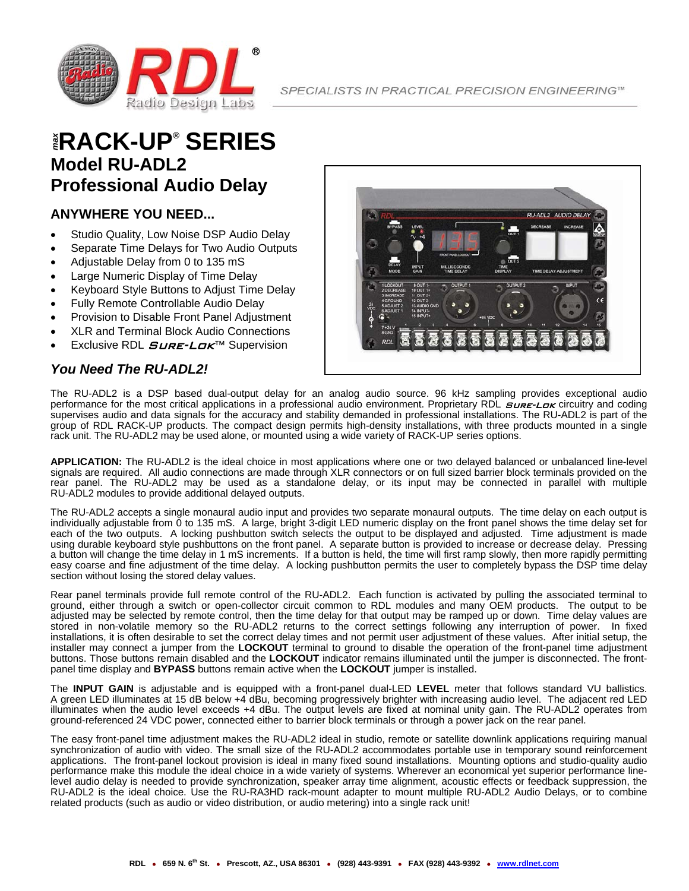SPECIALISTS IN PRACTICAL PRECISION ENGINEERING™

# max RACK-UP® SERIES

## Model RU-ADL2
## Professional Audio Delay

### ANYWHERE YOU NEED...

- Studio Quality, Low Noise DSP Audio Delay
- Separate Time Delays for Two Audio Outputs
- Adjustable Delay from 0 to 135 mS
- Large Numeric Display of Time Delay
- Keyboard Style Buttons to Adjust Time Delay
- Fully Remote Controllable Audio Delay
- Provision to Disable Front Panel Adjustment
- XLR and Terminal Block Audio Connections
- Exclusive RDL SURE-LOK™ Supervision

### *You Need The RU-ADL2!*

The RU-ADL2 is a DSP based dual-output delay for an analog audio source. 96 kHz sampling provides exceptional audio performance for the most critical applications in a professional audio environment. Proprietary RDL SURE-LOK circuitry and coding supervises audio and data signals for the accuracy and stability demanded in professional installations. The RU-ADL2 is part of the group of RDL RACK-UP products. The compact design permits high-density installations, with three products mounted in a single rack unit. The RU-ADL2 may be used alone, or mounted using a wide variety of RACK-UP series options.

**APPLICATION:** The RU-ADL2 is the ideal choice in most applications where one or two delayed balanced or unbalanced line-level signals are required. All audio connections are made through XLR connectors or on full sized barrier block terminals provided on the rear panel. The RU-ADL2 may be used as a standalone delay, or its input may be connected in parallel with multiple RU-ADL2 modules to provide additional delayed outputs.

The RU-ADL2 accepts a single monaural audio input and provides two separate monaural outputs. The time delay on each output is individually adjustable from 0 to 135 mS. A large, bright 3-digit LED numeric display on the front panel shows the time delay set for each of the two outputs. A locking pushbutton switch selects the output to be displayed and adjusted. Time adjustment is made using durable keyboard style pushbuttons on the front panel. A separate button is provided to increase or decrease delay. Pressing a button will change the time delay in 1 mS increments. If a button is held, the time will first ramp slowly, then more rapidly permitting easy coarse and fine adjustment of the time delay. A locking pushbutton permits the user to completely bypass the DSP time delay section without losing the stored delay values.

Rear panel terminals provide full remote control of the RU-ADL2. Each function is activated by pulling the associated terminal to ground, either through a switch or open-collector circuit common to RDL modules and many OEM products. The output to be adjusted may be selected by remote control, then the time delay for that output may be ramped up or down. Time delay values are stored in non-volatile memory so the RU-ADL2 returns to the correct settings following any interruption of power. In fixed installations, it is often desirable to set the correct delay times and not permit user adjustment of these values. After initial setup, the installer may connect a jumper from the **LOCKOUT** terminal to ground to disable the operation of the front-panel time adjustment buttons. Those buttons remain disabled and the **LOCKOUT** indicator remains illuminated until the jumper is disconnected. The front-panel time display and **BYPASS** buttons remain active when the **LOCKOUT** jumper is installed.

The **INPUT GAIN** is adjustable and is equipped with a front-panel dual-LED **LEVEL** meter that follows standard VU ballistics. A green LED illuminates at 15 dB below +4 dBu, becoming progressively brighter with increasing audio level. The adjacent red LED illuminates when the audio level exceeds +4 dBu. The output levels are fixed at nominal unity gain. The RU-ADL2 operates from ground-referenced 24 VDC power, connected either to barrier block terminals or through a power jack on the rear panel.

The easy front-panel time adjustment makes the RU-ADL2 ideal in studio, remote or satellite downlink applications requiring manual synchronization of audio with video. The small size of the RU-ADL2 accommodates portable use in temporary sound reinforcement applications. The front-panel lockout provision is ideal in many fixed sound installations. Mounting options and studio-quality audio performance make this module the ideal choice in a wide variety of systems. Wherever an economical yet superior performance line-level audio delay is needed to provide synchronization, speaker array time alignment, acoustic effects or feedback suppression, the RU-ADL2 is the ideal choice. Use the RU-RA3HD rack-mount adapter to mount multiple RU-ADL2 Audio Delays, or to combine related products (such as audio or video distribution, or audio metering) into a single rack unit!

RDL • 659 N. 6th St. • Prescott, AZ., USA 86301 • (928) 443-9391 • FAX (928) 443-9392 • www.rdlnet.com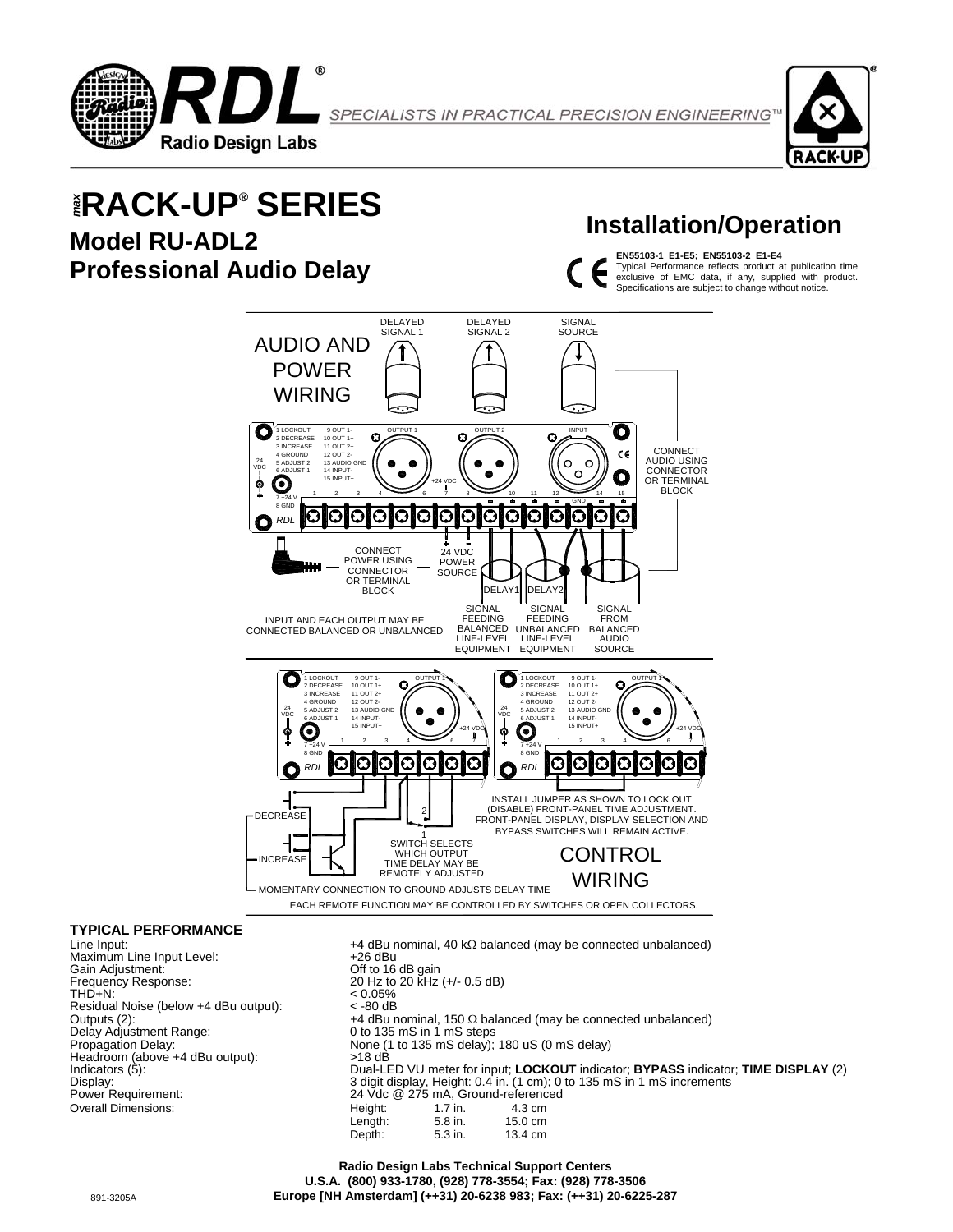# max RACK-UP® SERIES

## Model RU-ADL2
## Professional Audio Delay

## Installation/Operation

**EN55103-1 E1-E5; EN55103-2 E1-E4**
Typical Performance reflects product at publication time exclusive of EMC data, if any, supplied with product. Specifications are subject to change without notice.

AUDIO AND POWER WIRING

DELAYED SIGNAL 1
DELAYED SIGNAL 2
SIGNAL SOURCE

1 LOCKOUT
2 DECREASE
3 INCREASE
4 GROUND
5 ADJUST 2
6 ADJUST 1
7 +24 V
8 GND
9 OUT 1-
10 OUT 1+
11 OUT 2+
12 OUT 2-
13 AUDIO GND
14 INPUT-
15 INPUT+

24 VDC
OUTPUT 1
OUTPUT 2
INPUT
+24 VDC
GND
RDL

CONNECT AUDIO USING CONNECTOR OR TERMINAL BLOCK

CONNECT POWER USING CONNECTOR OR TERMINAL BLOCK

24 VDC POWER SOURCE

DELAY1
DELAY2

INPUT AND EACH OUTPUT MAY BE CONNECTED BALANCED OR UNBALANCED

SIGNAL FEEDING BALANCED LINE-LEVEL EQUIPMENT

SIGNAL FEEDING UNBALANCED LINE-LEVEL EQUIPMENT

SIGNAL FROM BALANCED AUDIO SOURCE

DECREASE
INCREASE

SWITCH SELECTS WHICH OUTPUT TIME DELAY MAY BE REMOTELY ADJUSTED

INSTALL JUMPER AS SHOWN TO LOCK OUT (DISABLE) FRONT-PANEL TIME ADJUSTMENT. FRONT-PANEL DISPLAY, DISPLAY SELECTION AND BYPASS SWITCHES WILL REMAIN ACTIVE.

CONTROL WIRING

MOMENTARY CONNECTION TO GROUND ADJUSTS DELAY TIME

EACH REMOTE FUNCTION MAY BE CONTROLLED BY SWITCHES OR OPEN COLLECTORS.

### TYPICAL PERFORMANCE

| | | | |
|---|---|---|---|
| Line Input: | +4 dBu nominal, 40 kΩ balanced (may be connected unbalanced) | | |
| Maximum Line Input Level: | +26 dBu | | |
| Gain Adjustment: | Off to 16 dB gain | | |
| Frequency Response: | 20 Hz to 20 kHz (+/- 0.5 dB) | | |
| THD+N: | < 0.05% | | |
| Residual Noise (below +4 dBu output): | < -80 dB | | |
| Outputs (2): | +4 dBu nominal, 150 Ω balanced (may be connected unbalanced) | | |
| Delay Adjustment Range: | 0 to 135 mS in 1 mS steps | | |
| Propagation Delay: | None (1 to 135 mS delay); 180 uS (0 mS delay) | | |
| Headroom (above +4 dBu output): | >18 dB | | |
| Indicators (5): | Dual-LED VU meter for input; **LOCKOUT** indicator; **BYPASS** indicator; **TIME DISPLAY** (2) | | |
| Display: | 3 digit display, Height: 0.4 in. (1 cm); 0 to 135 mS in 1 mS increments | | |
| Power Requirement: | 24 Vdc @ 275 mA, Ground-referenced | | |
| Overall Dimensions: | Height: | 1.7 in. | 4.3 cm |
| | Length: | 5.8 in. | 15.0 cm |
| | Depth: | 5.3 in. | 13.4 cm |

**Radio Design Labs Technical Support Centers**
**U.S.A. (800) 933-1780, (928) 778-3554; Fax: (928) 778-3506**
**Europe [NH Amsterdam] (++31) 20-6238 983; Fax: (++31) 20-6225-287**

891-3205A